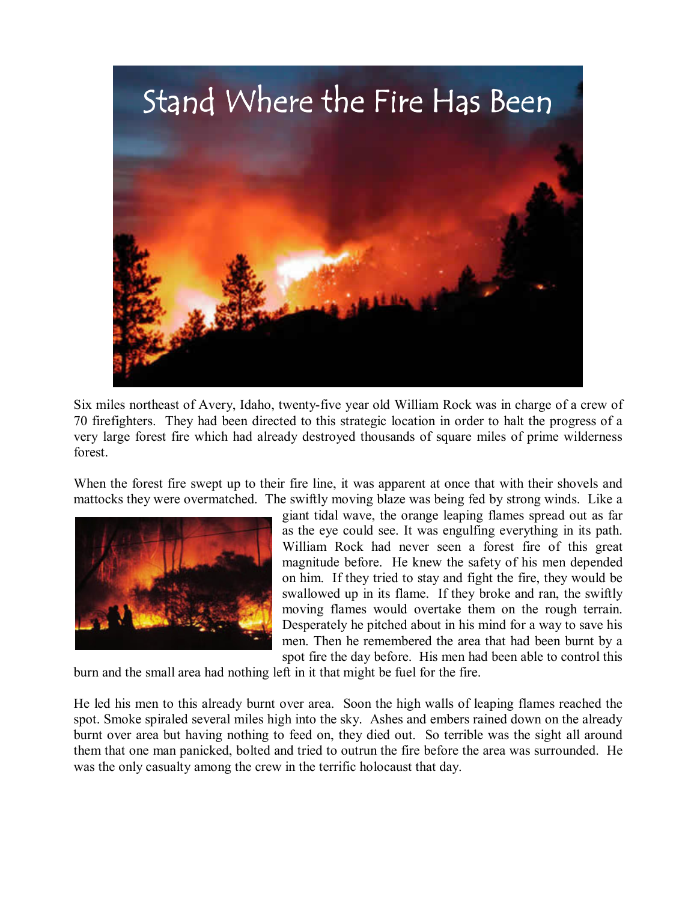# Stand Where the Fire Has Been

Six miles northeast of Avery, Idaho, twenty-five year old William Rock was in charge of a crew of 70 firefighters. They had been directed to this strategic location in order to halt the progress of a very large forest fire which had already destroyed thousands of square miles of prime wilderness forest.

When the forest fire swept up to their fire line, it was apparent at once that with their shovels and mattocks they were overmatched. The swiftly moving blaze was being fed by strong winds. Like a giant tidal wave, the orange leaping flames spread out as far as the eye could see. It was engulfing everything in its path. William Rock had never seen a forest fire of this great magnitude before. He knew the safety of his men depended on him. If they tried to stay and fight the fire, they would be swallowed up in its flame. If they broke and ran, the swiftly moving flames would overtake them on the rough terrain. Desperately he pitched about in his mind for a way to save his men. Then he remembered the area that had been burnt by a spot fire the day before. His men had been able to control this burn and the small area had nothing left in it that might be fuel for the fire.

He led his men to this already burnt over area. Soon the high walls of leaping flames reached the spot. Smoke spiraled several miles high into the sky. Ashes and embers rained down on the already burnt over area but having nothing to feed on, they died out. So terrible was the sight all around them that one man panicked, bolted and tried to outrun the fire before the area was surrounded. He was the only casualty among the crew in the terrific holocaust that day.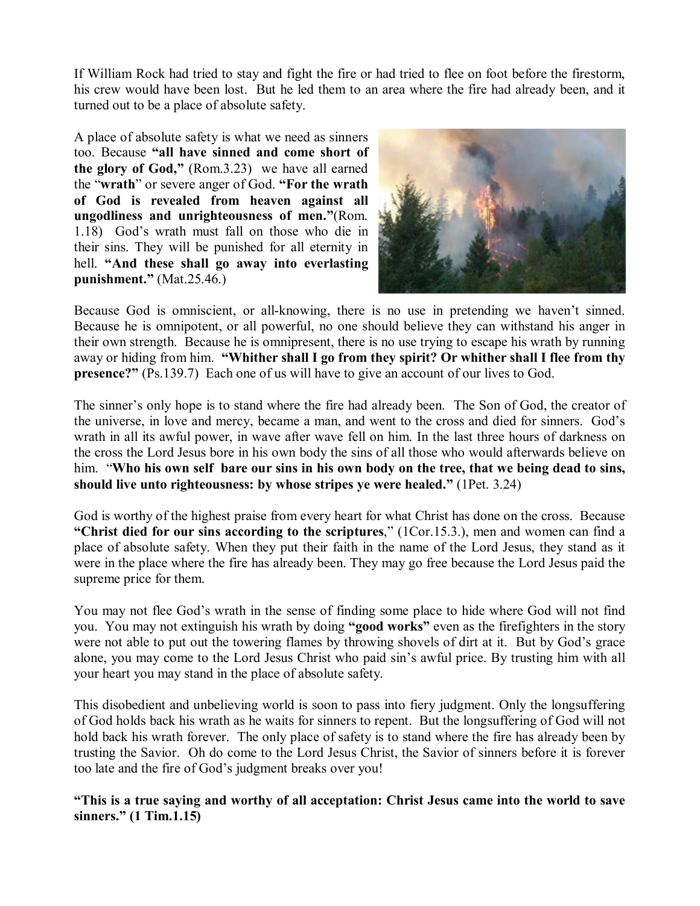If William Rock had tried to stay and fight the fire or had tried to flee on foot before the firestorm, his crew would have been lost. But he led them to an area where the fire had already been, and it turned out to be a place of absolute safety.

A place of absolute safety is what we need as sinners too. Because **"all have sinned and come short of the glory of God,"** (Rom.3.23) we have all earned the "**wrath**" or severe anger of God. **"For the wrath of God is revealed from heaven against all ungodliness and unrighteousness of men."**(Rom. 1.18) God's wrath must fall on those who die in their sins. They will be punished for all eternity in hell. **"And these shall go away into everlasting punishment."** (Mat.25.46.)

Because God is omniscient, or all-knowing, there is no use in pretending we haven't sinned. Because he is omnipotent, or all powerful, no one should believe they can withstand his anger in their own strength. Because he is omnipresent, there is no use trying to escape his wrath by running away or hiding from him. **"Whither shall I go from they spirit? Or whither shall I flee from thy presence?"** (Ps.139.7) Each one of us will have to give an account of our lives to God.

The sinner's only hope is to stand where the fire had already been. The Son of God, the creator of the universe, in love and mercy, became a man, and went to the cross and died for sinners. God's wrath in all its awful power, in wave after wave fell on him. In the last three hours of darkness on the cross the Lord Jesus bore in his own body the sins of all those who would afterwards believe on him. "**Who his own self bare our sins in his own body on the tree, that we being dead to sins, should live unto righteousness: by whose stripes ye were healed."** (1Pet. 3.24)

God is worthy of the highest praise from every heart for what Christ has done on the cross. Because **"Christ died for our sins according to the scriptures**," (1Cor.15.3.), men and women can find a place of absolute safety. When they put their faith in the name of the Lord Jesus, they stand as it were in the place where the fire has already been. They may go free because the Lord Jesus paid the supreme price for them.

You may not flee God's wrath in the sense of finding some place to hide where God will not find you. You may not extinguish his wrath by doing **"good works"** even as the firefighters in the story were not able to put out the towering flames by throwing shovels of dirt at it. But by God's grace alone, you may come to the Lord Jesus Christ who paid sin's awful price. By trusting him with all your heart you may stand in the place of absolute safety.

This disobedient and unbelieving world is soon to pass into fiery judgment. Only the longsuffering of God holds back his wrath as he waits for sinners to repent. But the longsuffering of God will not hold back his wrath forever. The only place of safety is to stand where the fire has already been by trusting the Savior. Oh do come to the Lord Jesus Christ, the Savior of sinners before it is forever too late and the fire of God's judgment breaks over you!

**"This is a true saying and worthy of all acceptation: Christ Jesus came into the world to save sinners." (1 Tim.1.15)**